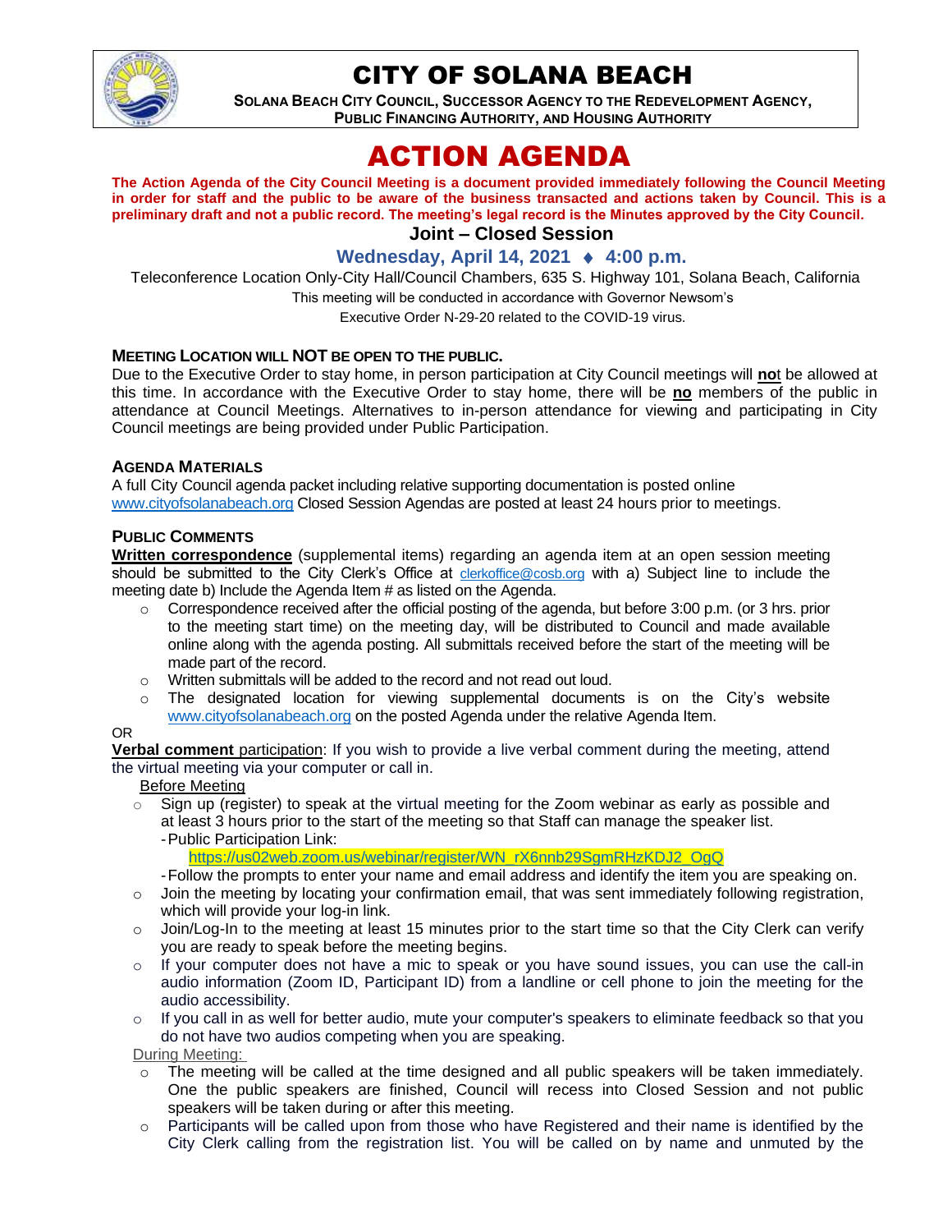# CITY OF SOLANA BEACH

**SOLANA BEACH CITY COUNCIL, SUCCESSOR AGENCY TO THE REDEVELOPMENT AGENCY, PUBLIC FINANCING AUTHORITY, AND HOUSING AUTHORITY**

# ACTION AGENDA

**The Action Agenda of the City Council Meeting is a document provided immediately following the Council Meeting in order for staff and the public to be aware of the business transacted and actions taken by Council. This is a preliminary draft and not a public record. The meeting's legal record is the Minutes approved by the City Council.**

## Joint – Closed Session

### Wednesday, April 14, 2021 ♦ 4:00 p.m.

Teleconference Location Only-City Hall/Council Chambers, 635 S. Highway 101, Solana Beach, California

This meeting will be conducted in accordance with Governor Newsom's Executive Order N-29-20 related to the COVID-19 virus.

**MEETING LOCATION WILL NOT BE OPEN TO THE PUBLIC.**

Due to the Executive Order to stay home, in person participation at City Council meetings will **no**t be allowed at this time. In accordance with the Executive Order to stay home, there will be **no** members of the public in attendance at Council Meetings. Alternatives to in-person attendance for viewing and participating in City Council meetings are being provided under Public Participation.

**AGENDA MATERIALS**

A full City Council agenda packet including relative supporting documentation is posted online www.cityofsolanabeach.org Closed Session Agendas are posted at least 24 hours prior to meetings.

**PUBLIC COMMENTS**

**Written correspondence** (supplemental items) regarding an agenda item at an open session meeting should be submitted to the City Clerk's Office at clerkoffice@cosb.org with a) Subject line to include the meeting date b) Include the Agenda Item # as listed on the Agenda.

- Correspondence received after the official posting of the agenda, but before 3:00 p.m. (or 3 hrs. prior to the meeting start time) on the meeting day, will be distributed to Council and made available online along with the agenda posting. All submittals received before the start of the meeting will be made part of the record.
- Written submittals will be added to the record and not read out loud.
- The designated location for viewing supplemental documents is on the City's website www.cityofsolanabeach.org on the posted Agenda under the relative Agenda Item.

OR

**Verbal comment** participation: If you wish to provide a live verbal comment during the meeting, attend the virtual meeting via your computer or call in.

Before Meeting

- Sign up (register) to speak at the virtual meeting for the Zoom webinar as early as possible and at least 3 hours prior to the start of the meeting so that Staff can manage the speaker list.
  - Public Participation Link:
    https://us02web.zoom.us/webinar/register/WN_rX6nnb29SgmRHzKDJ2_OgQ
  - Follow the prompts to enter your name and email address and identify the item you are speaking on.
- Join the meeting by locating your confirmation email, that was sent immediately following registration, which will provide your log-in link.
- Join/Log-In to the meeting at least 15 minutes prior to the start time so that the City Clerk can verify you are ready to speak before the meeting begins.
- If your computer does not have a mic to speak or you have sound issues, you can use the call-in audio information (Zoom ID, Participant ID) from a landline or cell phone to join the meeting for the audio accessibility.
- If you call in as well for better audio, mute your computer's speakers to eliminate feedback so that you do not have two audios competing when you are speaking.

During Meeting:

- The meeting will be called at the time designed and all public speakers will be taken immediately. One the public speakers are finished, Council will recess into Closed Session and not public speakers will be taken during or after this meeting.
- Participants will be called upon from those who have Registered and their name is identified by the City Clerk calling from the registration list. You will be called on by name and unmuted by the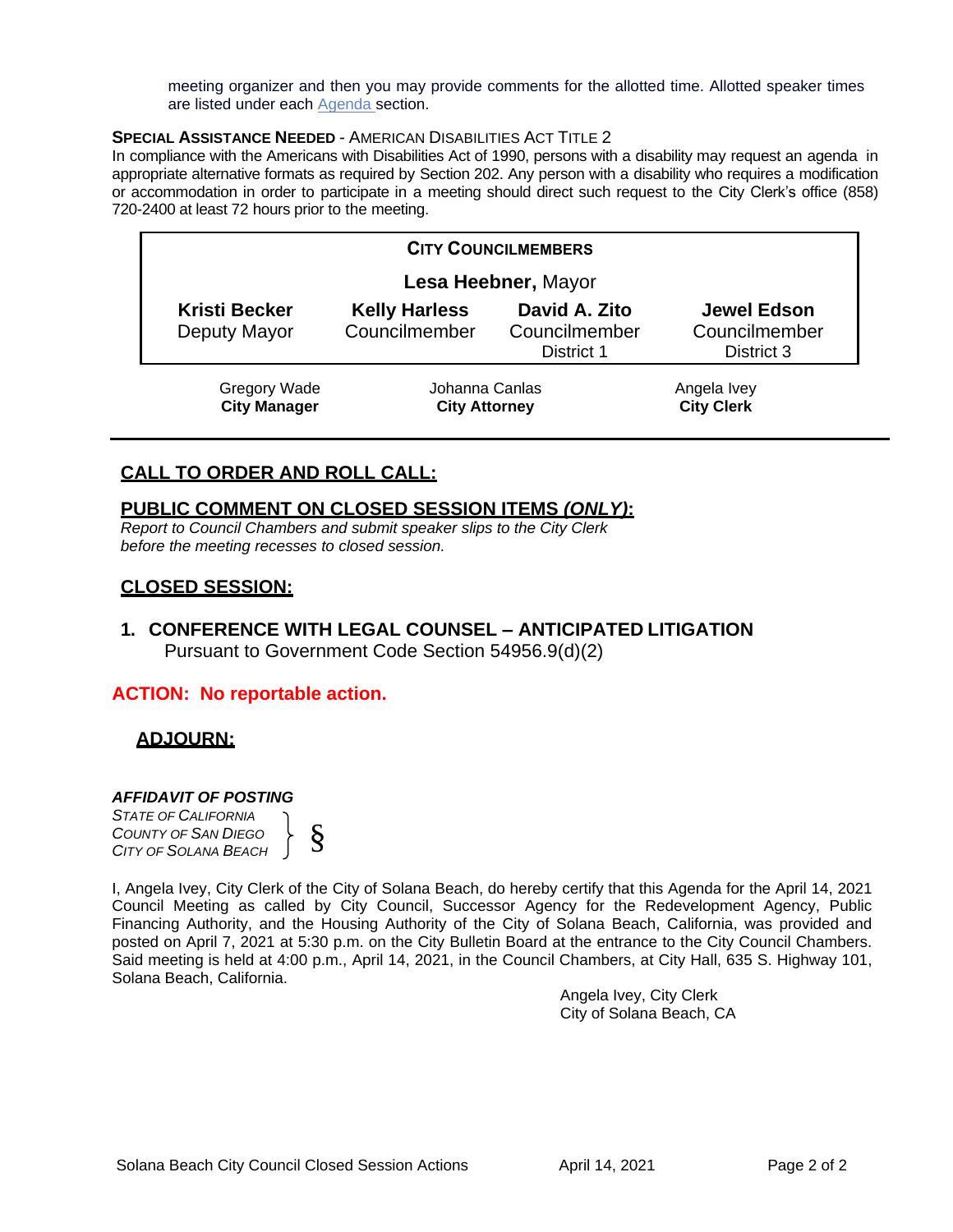meeting organizer and then you may provide comments for the allotted time. Allotted speaker times are listed under each Agenda section.

**SPECIAL ASSISTANCE NEEDED** - AMERICAN DISABILITIES ACT TITLE 2

In compliance with the Americans with Disabilities Act of 1990, persons with a disability may request an agenda in appropriate alternative formats as required by Section 202. Any person with a disability who requires a modification or accommodation in order to participate in a meeting should direct such request to the City Clerk's office (858) 720-2400 at least 72 hours prior to the meeting.

**CITY COUNCILMEMBERS**

**Lesa Heebner,** Mayor

| | | | |
|---|---|---|---|
| **Kristi Becker** Deputy Mayor | **Kelly Harless** Councilmember | **David A. Zito** Councilmember District 1 | **Jewel Edson** Councilmember District 3 |

| | | |
|---|---|---|
| Gregory Wade **City Manager** | Johanna Canlas **City Attorney** | Angela Ivey **City Clerk** |

## CALL TO ORDER AND ROLL CALL:

## PUBLIC COMMENT ON CLOSED SESSION ITEMS *(ONLY)*:

*Report to Council Chambers and submit speaker slips to the City Clerk before the meeting recesses to closed session.*

## CLOSED SESSION:

**1. CONFERENCE WITH LEGAL COUNSEL – ANTICIPATED LITIGATION**
Pursuant to Government Code Section 54956.9(d)(2)

**ACTION: No reportable action.**

## ADJOURN:

***AFFIDAVIT OF POSTING***

*STATE OF CALIFORNIA*
*COUNTY OF SAN DIEGO* } §
*CITY OF SOLANA BEACH*

I, Angela Ivey, City Clerk of the City of Solana Beach, do hereby certify that this Agenda for the April 14, 2021 Council Meeting as called by City Council, Successor Agency for the Redevelopment Agency, Public Financing Authority, and the Housing Authority of the City of Solana Beach, California, was provided and posted on April 7, 2021 at 5:30 p.m. on the City Bulletin Board at the entrance to the City Council Chambers. Said meeting is held at 4:00 p.m., April 14, 2021, in the Council Chambers, at City Hall, 635 S. Highway 101, Solana Beach, California.

Angela Ivey, City Clerk
City of Solana Beach, CA